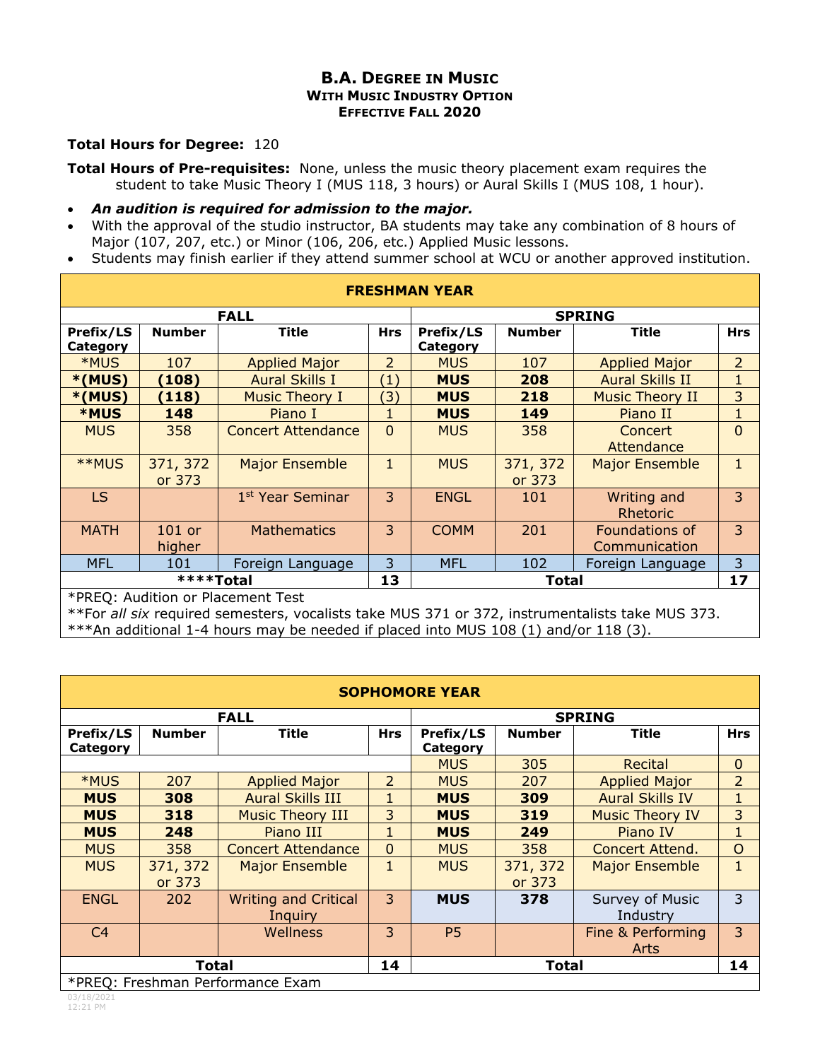# B.A. Degree in Music
## With Music Industry Option
### Effective Fall 2020

**Total Hours for Degree:** 120

**Total Hours of Pre-requisites:** None, unless the music theory placement exam requires the student to take Music Theory I (MUS 118, 3 hours) or Aural Skills I (MUS 108, 1 hour).

- ***An audition is required for admission to the major.***
- With the approval of the studio instructor, BA students may take any combination of 8 hours of Major (107, 207, etc.) or Minor (106, 206, etc.) Applied Music lessons.
- Students may finish earlier if they attend summer school at WCU or another approved institution.

| FRESHMAN YEAR | | | | | | | |
|---|---|---|---|---|---|---|---|
| **FALL** | | | | **SPRING** | | | |
| **Prefix/LS Category** | **Number** | **Title** | **Hrs** | **Prefix/LS Category** | **Number** | **Title** | **Hrs** |
| *MUS | 107 | Applied Major | 2 | MUS | 107 | Applied Major | 2 |
| ***(MUS)** | **(108)** | Aural Skills I | (1) | **MUS** | **208** | Aural Skills II | 1 |
| ***(MUS)** | **(118)** | Music Theory I | (3) | **MUS** | **218** | Music Theory II | 3 |
| ***MUS** | **148** | Piano I | 1 | **MUS** | **149** | Piano II | 1 |
| MUS | 358 | Concert Attendance | 0 | MUS | 358 | Concert Attendance | 0 |
| **MUS | 371, 372 or 373 | Major Ensemble | 1 | MUS | 371, 372 or 373 | Major Ensemble | 1 |
| LS | | 1st Year Seminar | 3 | ENGL | 101 | Writing and Rhetoric | 3 |
| MATH | 101 or higher | Mathematics | 3 | COMM | 201 | Foundations of Communication | 3 |
| MFL | 101 | Foreign Language | 3 | MFL | 102 | Foreign Language | 3 |
| ****Total | | | **13** | **Total** | | | **17** |

*PREQ: Audition or Placement Test
**For *all six* required semesters, vocalists take MUS 371 or 372, instrumentalists take MUS 373.
***An additional 1-4 hours may be needed if placed into MUS 108 (1) and/or 118 (3).

| SOPHOMORE YEAR | | | | | | | |
|---|---|---|---|---|---|---|---|
| **FALL** | | | | **SPRING** | | | |
| **Prefix/LS Category** | **Number** | **Title** | **Hrs** | **Prefix/LS Category** | **Number** | **Title** | **Hrs** |
| | | | | MUS | 305 | Recital | 0 |
| *MUS | 207 | Applied Major | 2 | MUS | 207 | Applied Major | 2 |
| **MUS** | **308** | Aural Skills III | 1 | **MUS** | **309** | Aural Skills IV | 1 |
| **MUS** | **318** | Music Theory III | 3 | **MUS** | **319** | Music Theory IV | 3 |
| **MUS** | **248** | Piano III | 1 | **MUS** | **249** | Piano IV | 1 |
| MUS | 358 | Concert Attendance | 0 | MUS | 358 | Concert Attend. | O |
| MUS | 371, 372 or 373 | Major Ensemble | 1 | MUS | 371, 372 or 373 | Major Ensemble | 1 |
| ENGL | 202 | Writing and Critical Inquiry | 3 | **MUS** | **378** | Survey of Music Industry | 3 |
| C4 | | Wellness | 3 | P5 | | Fine & Performing Arts | 3 |
| **Total** | | | **14** | **Total** | | | **14** |

*PREQ: Freshman Performance Exam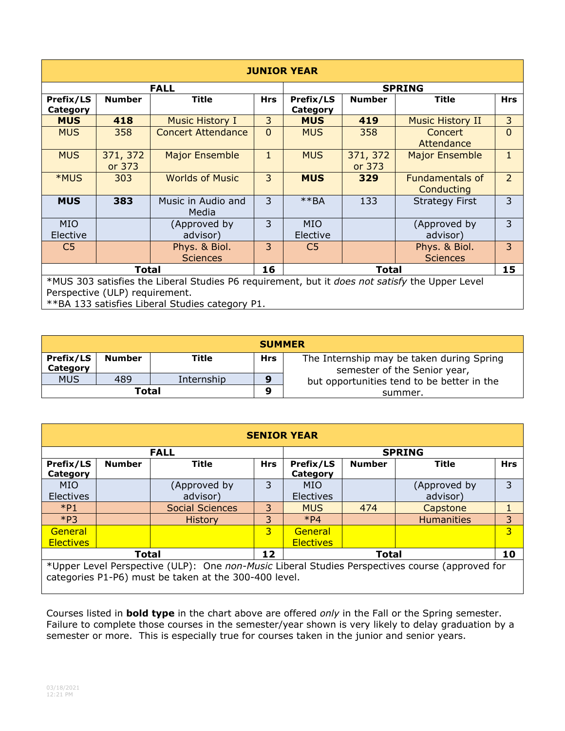| JUNIOR YEAR | | | | | | | |
|---|---|---|---|---|---|---|---|
| FALL | | | | SPRING | | | |
| Prefix/LS Category | Number | Title | Hrs | Prefix/LS Category | Number | Title | Hrs |
| **MUS** | **418** | Music History I | 3 | **MUS** | **419** | Music History II | 3 |
| MUS | 358 | Concert Attendance | 0 | MUS | 358 | Concert Attendance | 0 |
| MUS | 371, 372 or 373 | Major Ensemble | 1 | MUS | 371, 372 or 373 | Major Ensemble | 1 |
| *MUS | 303 | Worlds of Music | 3 | **MUS** | **329** | Fundamentals of Conducting | 2 |
| **MUS** | **383** | Music in Audio and Media | 3 | **BA | 133 | Strategy First | 3 |
| MIO Elective | | (Approved by advisor) | 3 | MIO Elective | | (Approved by advisor) | 3 |
| C5 | | Phys. & Biol. Sciences | 3 | C5 | | Phys. & Biol. Sciences | 3 |
| **Total** | | | **16** | **Total** | | | **15** |

*MUS 303 satisfies the Liberal Studies P6 requirement, but it *does not satisfy* the Upper Level Perspective (ULP) requirement.
**BA 133 satisfies Liberal Studies category P1.

| SUMMER | | | | |
|---|---|---|---|---|
| Prefix/LS Category | Number | Title | Hrs | The Internship may be taken during Spring semester of the Senior year, but opportunities tend to be better in the summer. |
| MUS | 489 | Internship | **9** | |
| **Total** | | | **9** | |

| SENIOR YEAR | | | | | | | |
|---|---|---|---|---|---|---|---|
| FALL | | | | SPRING | | | |
| Prefix/LS Category | Number | Title | Hrs | Prefix/LS Category | Number | Title | Hrs |
| MIO Electives | | (Approved by advisor) | 3 | MIO Electives | | (Approved by advisor) | 3 |
| *P1 | | Social Sciences | 3 | MUS | 474 | Capstone | 1 |
| *P3 | | History | 3 | *P4 | | Humanities | 3 |
| General Electives | | | 3 | General Electives | | | 3 |
| **Total** | | | **12** | **Total** | | | **10** |

*Upper Level Perspective (ULP): One *non-Music* Liberal Studies Perspectives course (approved for categories P1-P6) must be taken at the 300-400 level.

Courses listed in **bold type** in the chart above are offered *only* in the Fall or the Spring semester. Failure to complete those courses in the semester/year shown is very likely to delay graduation by a semester or more. This is especially true for courses taken in the junior and senior years.